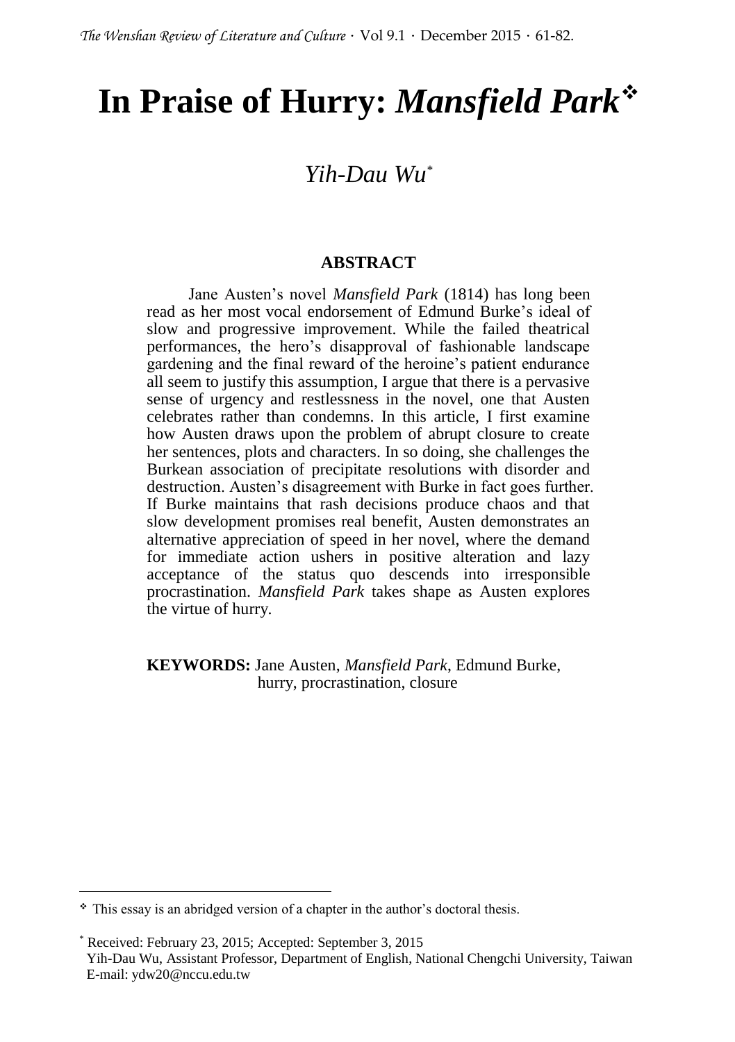# In Praise of Hurry: *Mansfield Park*[❖]

## *Yih-Dau Wu*[*]

### ABSTRACT

Jane Austen's novel *Mansfield Park* (1814) has long been read as her most vocal endorsement of Edmund Burke's ideal of slow and progressive improvement. While the failed theatrical performances, the hero's disapproval of fashionable landscape gardening and the final reward of the heroine's patient endurance all seem to justify this assumption, I argue that there is a pervasive sense of urgency and restlessness in the novel, one that Austen celebrates rather than condemns. In this article, I first examine how Austen draws upon the problem of abrupt closure to create her sentences, plots and characters. In so doing, she challenges the Burkean association of precipitate resolutions with disorder and destruction. Austen's disagreement with Burke in fact goes further. If Burke maintains that rash decisions produce chaos and that slow development promises real benefit, Austen demonstrates an alternative appreciation of speed in her novel, where the demand for immediate action ushers in positive alteration and lazy acceptance of the status quo descends into irresponsible procrastination. *Mansfield Park* takes shape as Austen explores the virtue of hurry.

**KEYWORDS:** Jane Austen, *Mansfield Park*, Edmund Burke, hurry, procrastination, closure

---

❖ This essay is an abridged version of a chapter in the author's doctoral thesis.

\* Received: February 23, 2015; Accepted: September 3, 2015
Yih-Dau Wu, Assistant Professor, Department of English, National Chengchi University, Taiwan
E-mail: ydw20@nccu.edu.tw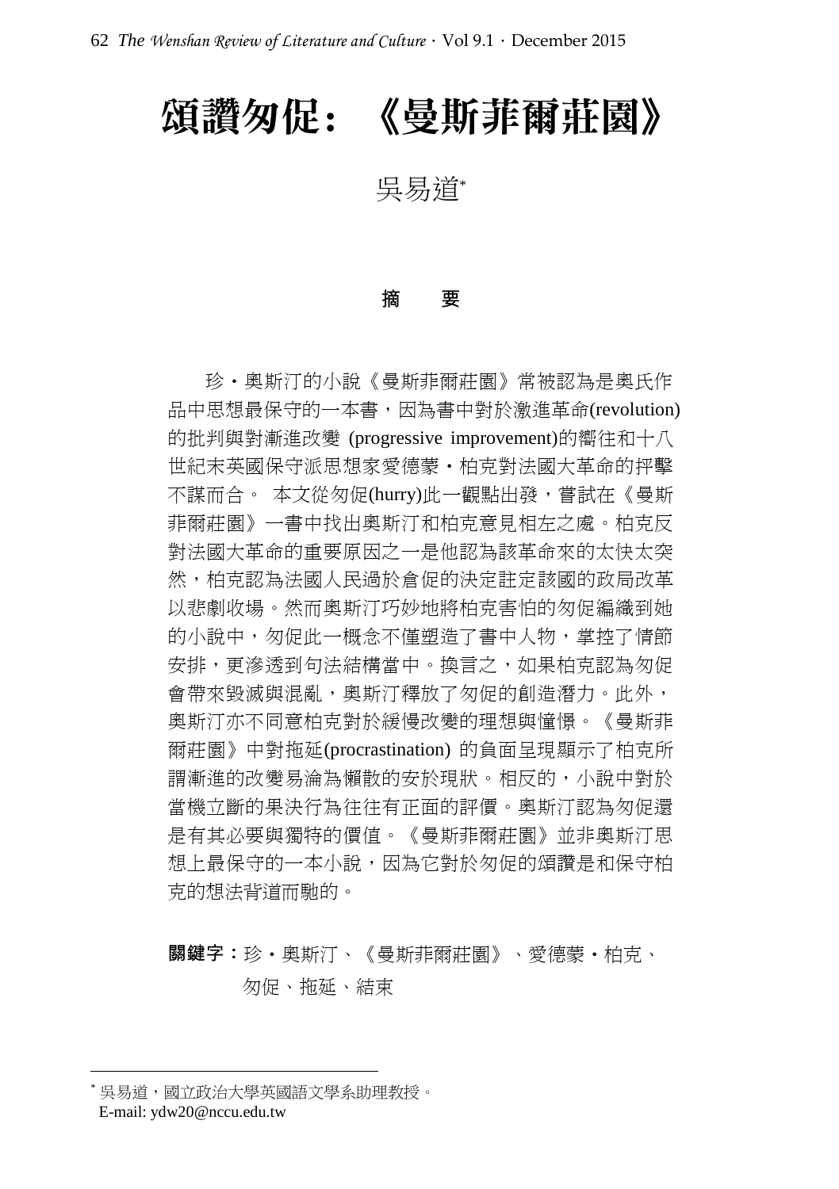# 頌讚匆促：《曼斯菲爾莊園》

吳易道*

## 摘　要

珍・奧斯汀的小說《曼斯菲爾莊園》常被認為是奧氏作品中思想最保守的一本書，因為書中對於激進革命(revolution)的批判與對漸進改變 (progressive improvement)的嚮往和十八世紀末英國保守派思想家愛德蒙・柏克對法國大革命的抨擊不謀而合。 本文從匆促(hurry)此一觀點出發，嘗試在《曼斯菲爾莊園》一書中找出奧斯汀和柏克意見相左之處。柏克反對法國大革命的重要原因之一是他認為該革命來的太快太突然，柏克認為法國人民過於倉促的決定註定該國的政局改革以悲劇收場。然而奧斯汀巧妙地將柏克害怕的匆促編織到她的小說中，匆促此一概念不僅塑造了書中人物，掌控了情節安排，更滲透到句法結構當中。換言之，如果柏克認為匆促會帶來毀滅與混亂，奧斯汀釋放了匆促的創造潛力。此外，奧斯汀亦不同意柏克對於緩慢改變的理想與憧憬。《曼斯菲爾莊園》中對拖延(procrastination) 的負面呈現顯示了柏克所謂漸進的改變易淪為懶散的安於現狀。相反的，小說中對於當機立斷的果決行為往往有正面的評價。奧斯汀認為匆促還是有其必要與獨特的價值。《曼斯菲爾莊園》並非奧斯汀思想上最保守的一本小說，因為它對於匆促的頌讚是和保守柏克的想法背道而馳的。

**關鍵字：**珍・奧斯汀、《曼斯菲爾莊園》、愛德蒙・柏克、匆促、拖延、結束

---

* 吳易道，國立政治大學英國語文學系助理教授。
E-mail: ydw20@nccu.edu.tw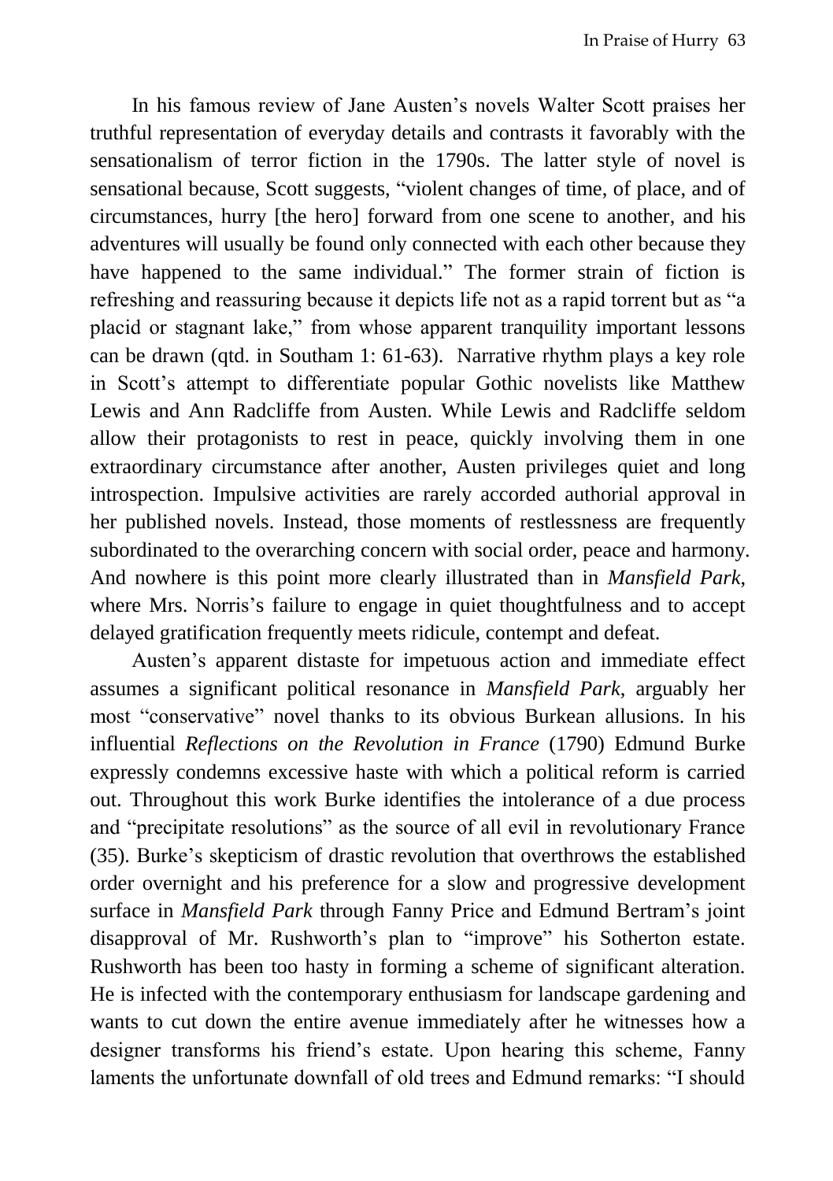In his famous review of Jane Austen's novels Walter Scott praises her truthful representation of everyday details and contrasts it favorably with the sensationalism of terror fiction in the 1790s. The latter style of novel is sensational because, Scott suggests, "violent changes of time, of place, and of circumstances, hurry [the hero] forward from one scene to another, and his adventures will usually be found only connected with each other because they have happened to the same individual." The former strain of fiction is refreshing and reassuring because it depicts life not as a rapid torrent but as "a placid or stagnant lake," from whose apparent tranquility important lessons can be drawn (qtd. in Southam 1: 61-63). Narrative rhythm plays a key role in Scott's attempt to differentiate popular Gothic novelists like Matthew Lewis and Ann Radcliffe from Austen. While Lewis and Radcliffe seldom allow their protagonists to rest in peace, quickly involving them in one extraordinary circumstance after another, Austen privileges quiet and long introspection. Impulsive activities are rarely accorded authorial approval in her published novels. Instead, those moments of restlessness are frequently subordinated to the overarching concern with social order, peace and harmony. And nowhere is this point more clearly illustrated than in *Mansfield Park*, where Mrs. Norris's failure to engage in quiet thoughtfulness and to accept delayed gratification frequently meets ridicule, contempt and defeat.

Austen's apparent distaste for impetuous action and immediate effect assumes a significant political resonance in *Mansfield Park*, arguably her most "conservative" novel thanks to its obvious Burkean allusions. In his influential *Reflections on the Revolution in France* (1790) Edmund Burke expressly condemns excessive haste with which a political reform is carried out. Throughout this work Burke identifies the intolerance of a due process and "precipitate resolutions" as the source of all evil in revolutionary France (35). Burke's skepticism of drastic revolution that overthrows the established order overnight and his preference for a slow and progressive development surface in *Mansfield Park* through Fanny Price and Edmund Bertram's joint disapproval of Mr. Rushworth's plan to "improve" his Sotherton estate. Rushworth has been too hasty in forming a scheme of significant alteration. He is infected with the contemporary enthusiasm for landscape gardening and wants to cut down the entire avenue immediately after he witnesses how a designer transforms his friend's estate. Upon hearing this scheme, Fanny laments the unfortunate downfall of old trees and Edmund remarks: "I should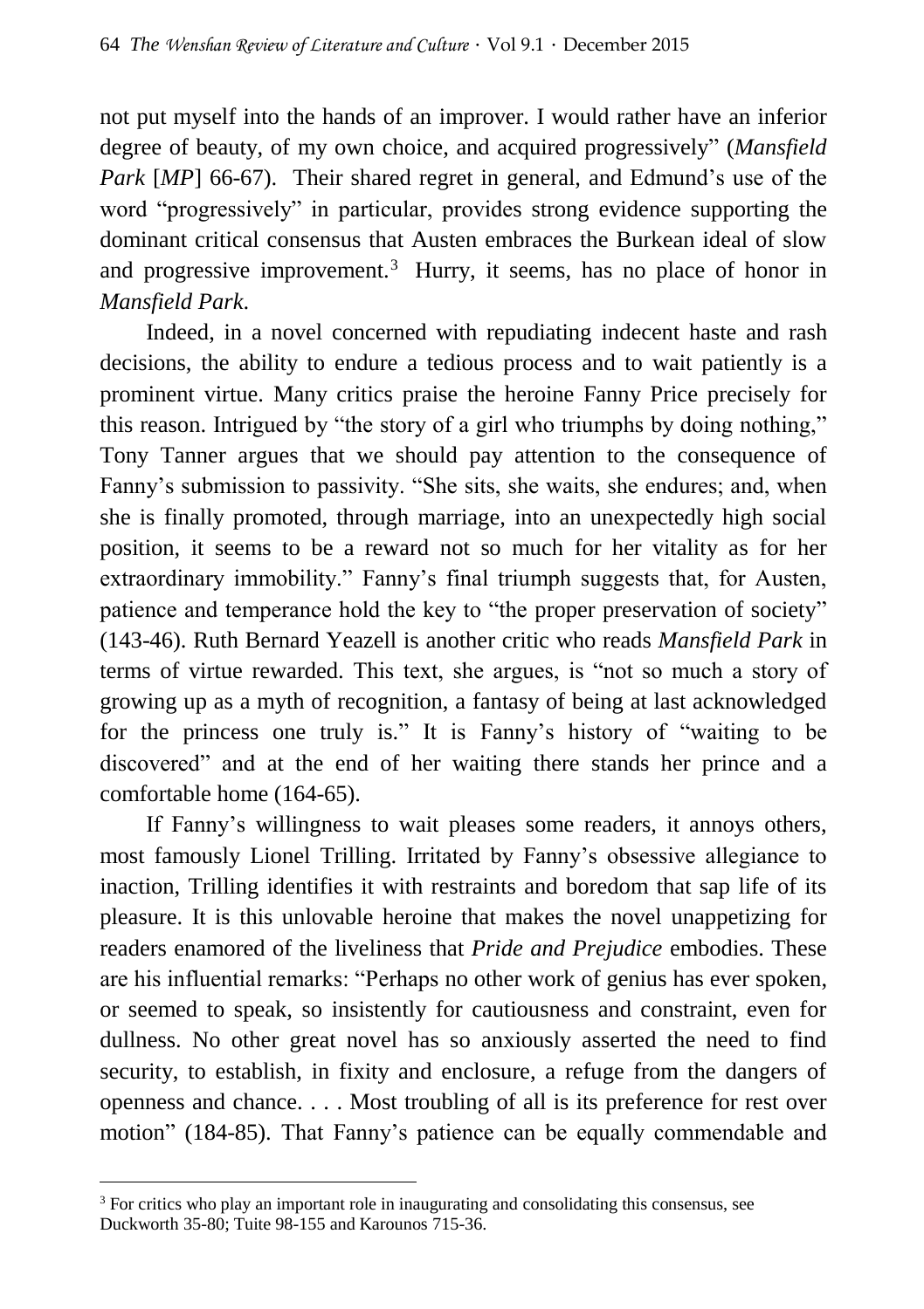not put myself into the hands of an improver. I would rather have an inferior degree of beauty, of my own choice, and acquired progressively" (*Mansfield Park* [*MP*] 66-67). Their shared regret in general, and Edmund's use of the word "progressively" in particular, provides strong evidence supporting the dominant critical consensus that Austen embraces the Burkean ideal of slow and progressive improvement.[3] Hurry, it seems, has no place of honor in *Mansfield Park*.

Indeed, in a novel concerned with repudiating indecent haste and rash decisions, the ability to endure a tedious process and to wait patiently is a prominent virtue. Many critics praise the heroine Fanny Price precisely for this reason. Intrigued by "the story of a girl who triumphs by doing nothing," Tony Tanner argues that we should pay attention to the consequence of Fanny's submission to passivity. "She sits, she waits, she endures; and, when she is finally promoted, through marriage, into an unexpectedly high social position, it seems to be a reward not so much for her vitality as for her extraordinary immobility." Fanny's final triumph suggests that, for Austen, patience and temperance hold the key to "the proper preservation of society" (143-46). Ruth Bernard Yeazell is another critic who reads *Mansfield Park* in terms of virtue rewarded. This text, she argues, is "not so much a story of growing up as a myth of recognition, a fantasy of being at last acknowledged for the princess one truly is." It is Fanny's history of "waiting to be discovered" and at the end of her waiting there stands her prince and a comfortable home (164-65).

If Fanny's willingness to wait pleases some readers, it annoys others, most famously Lionel Trilling. Irritated by Fanny's obsessive allegiance to inaction, Trilling identifies it with restraints and boredom that sap life of its pleasure. It is this unlovable heroine that makes the novel unappetizing for readers enamored of the liveliness that *Pride and Prejudice* embodies. These are his influential remarks: "Perhaps no other work of genius has ever spoken, or seemed to speak, so insistently for cautiousness and constraint, even for dullness. No other great novel has so anxiously asserted the need to find security, to establish, in fixity and enclosure, a refuge from the dangers of openness and chance. . . . Most troubling of all is its preference for rest over motion" (184-85). That Fanny's patience can be equally commendable and

---

[3] For critics who play an important role in inaugurating and consolidating this consensus, see Duckworth 35-80; Tuite 98-155 and Karounos 715-36.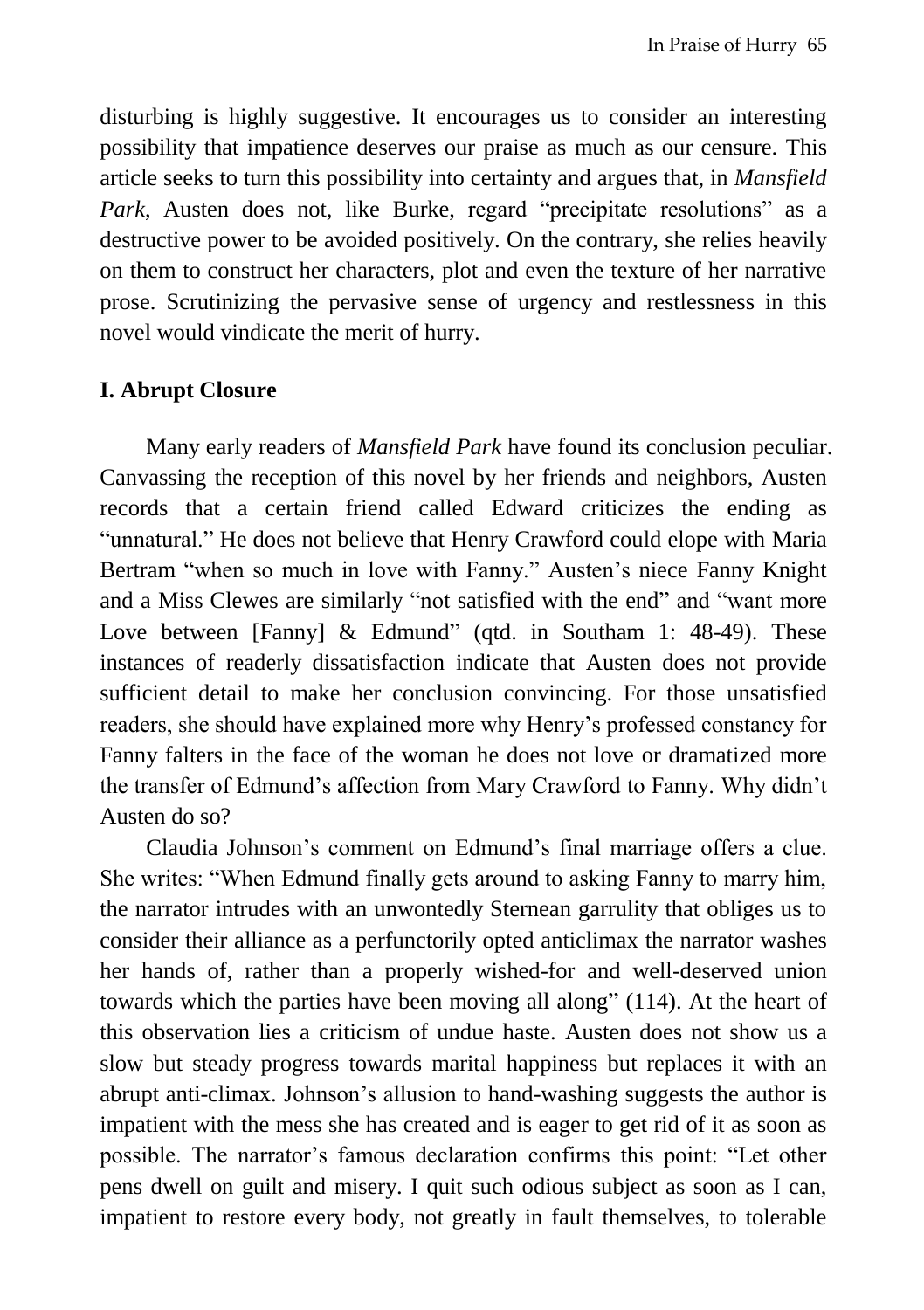disturbing is highly suggestive. It encourages us to consider an interesting possibility that impatience deserves our praise as much as our censure. This article seeks to turn this possibility into certainty and argues that, in *Mansfield Park*, Austen does not, like Burke, regard "precipitate resolutions" as a destructive power to be avoided positively. On the contrary, she relies heavily on them to construct her characters, plot and even the texture of her narrative prose. Scrutinizing the pervasive sense of urgency and restlessness in this novel would vindicate the merit of hurry.

## I. Abrupt Closure

Many early readers of *Mansfield Park* have found its conclusion peculiar. Canvassing the reception of this novel by her friends and neighbors, Austen records that a certain friend called Edward criticizes the ending as "unnatural." He does not believe that Henry Crawford could elope with Maria Bertram "when so much in love with Fanny." Austen's niece Fanny Knight and a Miss Clewes are similarly "not satisfied with the end" and "want more Love between [Fanny] & Edmund" (qtd. in Southam 1: 48-49). These instances of readerly dissatisfaction indicate that Austen does not provide sufficient detail to make her conclusion convincing. For those unsatisfied readers, she should have explained more why Henry's professed constancy for Fanny falters in the face of the woman he does not love or dramatized more the transfer of Edmund's affection from Mary Crawford to Fanny. Why didn't Austen do so?

Claudia Johnson's comment on Edmund's final marriage offers a clue. She writes: "When Edmund finally gets around to asking Fanny to marry him, the narrator intrudes with an unwontedly Sternean garrulity that obliges us to consider their alliance as a perfunctorily opted anticlimax the narrator washes her hands of, rather than a properly wished-for and well-deserved union towards which the parties have been moving all along" (114). At the heart of this observation lies a criticism of undue haste. Austen does not show us a slow but steady progress towards marital happiness but replaces it with an abrupt anti-climax. Johnson's allusion to hand-washing suggests the author is impatient with the mess she has created and is eager to get rid of it as soon as possible. The narrator's famous declaration confirms this point: "Let other pens dwell on guilt and misery. I quit such odious subject as soon as I can, impatient to restore every body, not greatly in fault themselves, to tolerable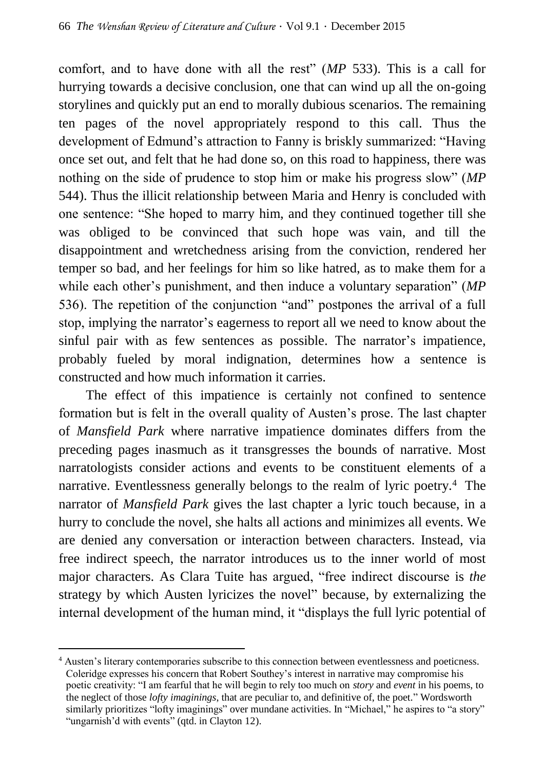comfort, and to have done with all the rest" (*MP* 533). This is a call for hurrying towards a decisive conclusion, one that can wind up all the on-going storylines and quickly put an end to morally dubious scenarios. The remaining ten pages of the novel appropriately respond to this call. Thus the development of Edmund's attraction to Fanny is briskly summarized: "Having once set out, and felt that he had done so, on this road to happiness, there was nothing on the side of prudence to stop him or make his progress slow" (*MP* 544). Thus the illicit relationship between Maria and Henry is concluded with one sentence: "She hoped to marry him, and they continued together till she was obliged to be convinced that such hope was vain, and till the disappointment and wretchedness arising from the conviction, rendered her temper so bad, and her feelings for him so like hatred, as to make them for a while each other's punishment, and then induce a voluntary separation" (*MP* 536). The repetition of the conjunction "and" postpones the arrival of a full stop, implying the narrator's eagerness to report all we need to know about the sinful pair with as few sentences as possible. The narrator's impatience, probably fueled by moral indignation, determines how a sentence is constructed and how much information it carries.

The effect of this impatience is certainly not confined to sentence formation but is felt in the overall quality of Austen's prose. The last chapter of *Mansfield Park* where narrative impatience dominates differs from the preceding pages inasmuch as it transgresses the bounds of narrative. Most narratologists consider actions and events to be constituent elements of a narrative. Eventlessness generally belongs to the realm of lyric poetry.[4] The narrator of *Mansfield Park* gives the last chapter a lyric touch because, in a hurry to conclude the novel, she halts all actions and minimizes all events. We are denied any conversation or interaction between characters. Instead, via free indirect speech, the narrator introduces us to the inner world of most major characters. As Clara Tuite has argued, "free indirect discourse is *the* strategy by which Austen lyricizes the novel" because, by externalizing the internal development of the human mind, it "displays the full lyric potential of

---

[4] Austen's literary contemporaries subscribe to this connection between eventlessness and poeticness. Coleridge expresses his concern that Robert Southey's interest in narrative may compromise his poetic creativity: "I am fearful that he will begin to rely too much on *story* and *event* in his poems, to the neglect of those *lofty imaginings*, that are peculiar to, and definitive of, the poet." Wordsworth similarly prioritizes "lofty imaginings" over mundane activities. In "Michael," he aspires to "a story" "ungarnish'd with events" (qtd. in Clayton 12).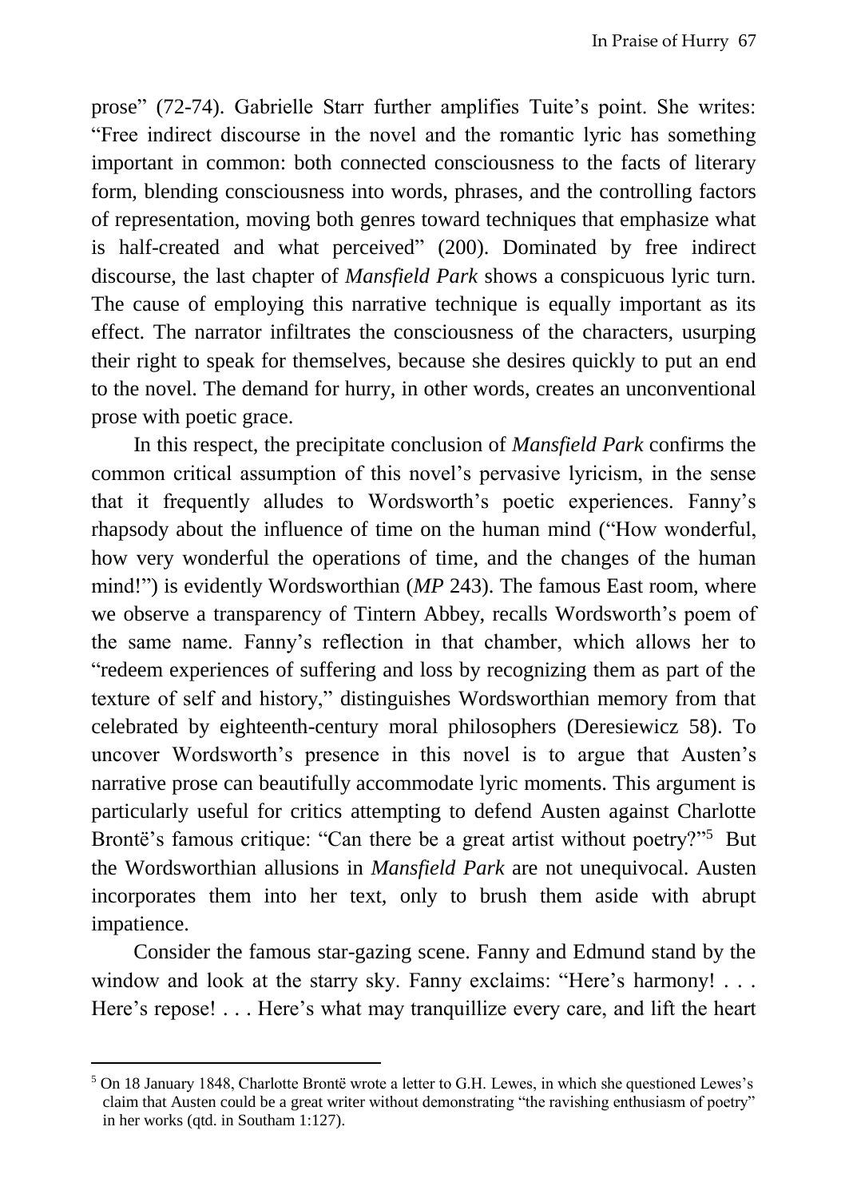prose" (72-74). Gabrielle Starr further amplifies Tuite's point. She writes: "Free indirect discourse in the novel and the romantic lyric has something important in common: both connected consciousness to the facts of literary form, blending consciousness into words, phrases, and the controlling factors of representation, moving both genres toward techniques that emphasize what is half-created and what perceived" (200). Dominated by free indirect discourse, the last chapter of *Mansfield Park* shows a conspicuous lyric turn. The cause of employing this narrative technique is equally important as its effect. The narrator infiltrates the consciousness of the characters, usurping their right to speak for themselves, because she desires quickly to put an end to the novel. The demand for hurry, in other words, creates an unconventional prose with poetic grace.

In this respect, the precipitate conclusion of *Mansfield Park* confirms the common critical assumption of this novel's pervasive lyricism, in the sense that it frequently alludes to Wordsworth's poetic experiences. Fanny's rhapsody about the influence of time on the human mind ("How wonderful, how very wonderful the operations of time, and the changes of the human mind!") is evidently Wordsworthian (*MP* 243). The famous East room, where we observe a transparency of Tintern Abbey, recalls Wordsworth's poem of the same name. Fanny's reflection in that chamber, which allows her to "redeem experiences of suffering and loss by recognizing them as part of the texture of self and history," distinguishes Wordsworthian memory from that celebrated by eighteenth-century moral philosophers (Deresiewicz 58). To uncover Wordsworth's presence in this novel is to argue that Austen's narrative prose can beautifully accommodate lyric moments. This argument is particularly useful for critics attempting to defend Austen against Charlotte Brontë's famous critique: "Can there be a great artist without poetry?"[5] But the Wordsworthian allusions in *Mansfield Park* are not unequivocal. Austen incorporates them into her text, only to brush them aside with abrupt impatience.

Consider the famous star-gazing scene. Fanny and Edmund stand by the window and look at the starry sky. Fanny exclaims: "Here's harmony! . . . Here's repose! . . . Here's what may tranquillize every care, and lift the heart

[5] On 18 January 1848, Charlotte Brontë wrote a letter to G.H. Lewes, in which she questioned Lewes's claim that Austen could be a great writer without demonstrating "the ravishing enthusiasm of poetry" in her works (qtd. in Southam 1:127).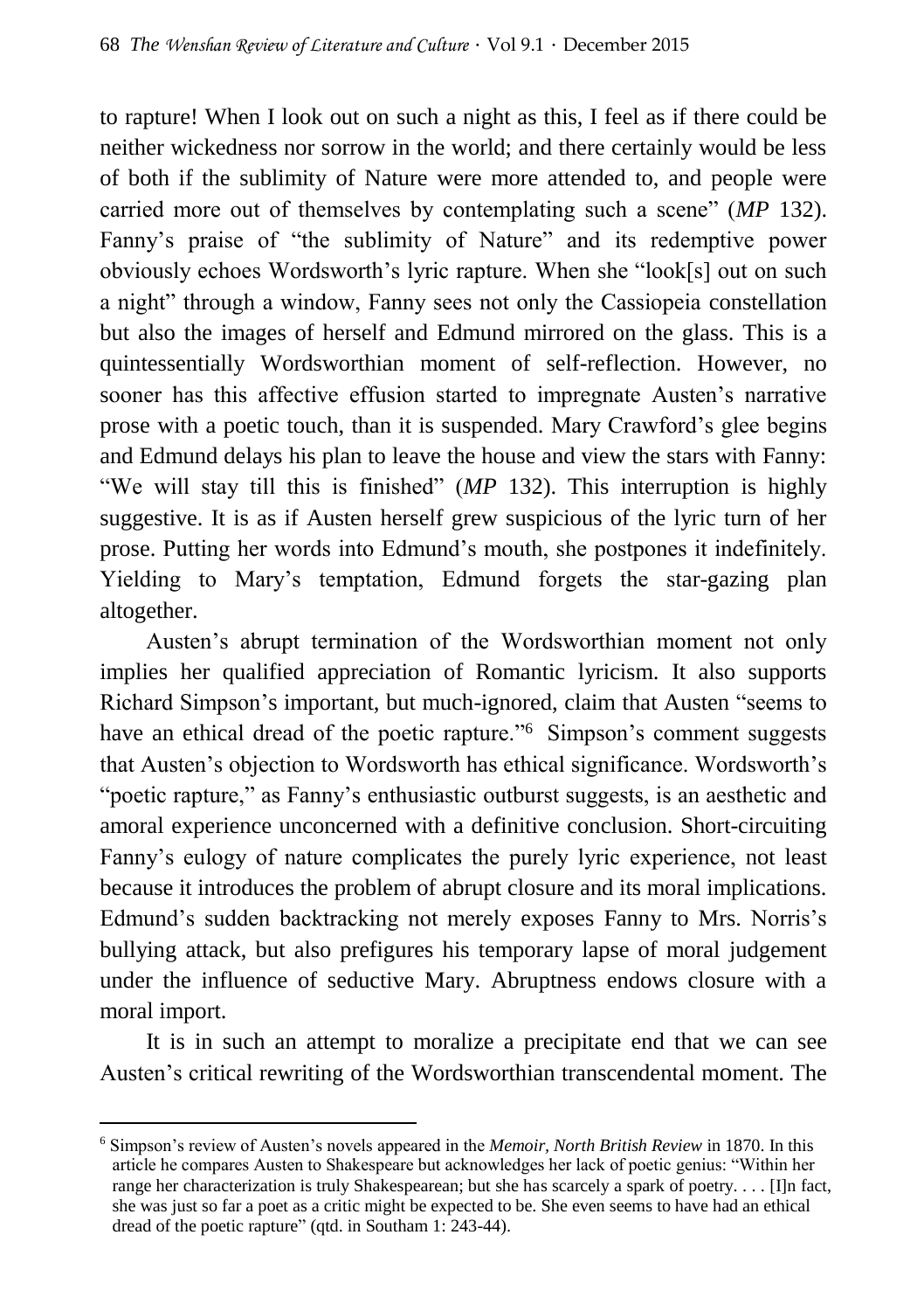to rapture! When I look out on such a night as this, I feel as if there could be neither wickedness nor sorrow in the world; and there certainly would be less of both if the sublimity of Nature were more attended to, and people were carried more out of themselves by contemplating such a scene" (*MP* 132). Fanny's praise of "the sublimity of Nature" and its redemptive power obviously echoes Wordsworth's lyric rapture. When she "look[s] out on such a night" through a window, Fanny sees not only the Cassiopeia constellation but also the images of herself and Edmund mirrored on the glass. This is a quintessentially Wordsworthian moment of self-reflection. However, no sooner has this affective effusion started to impregnate Austen's narrative prose with a poetic touch, than it is suspended. Mary Crawford's glee begins and Edmund delays his plan to leave the house and view the stars with Fanny: "We will stay till this is finished" (*MP* 132). This interruption is highly suggestive. It is as if Austen herself grew suspicious of the lyric turn of her prose. Putting her words into Edmund's mouth, she postpones it indefinitely. Yielding to Mary's temptation, Edmund forgets the star-gazing plan altogether.

Austen's abrupt termination of the Wordsworthian moment not only implies her qualified appreciation of Romantic lyricism. It also supports Richard Simpson's important, but much-ignored, claim that Austen "seems to have an ethical dread of the poetic rapture."[6] Simpson's comment suggests that Austen's objection to Wordsworth has ethical significance. Wordsworth's "poetic rapture," as Fanny's enthusiastic outburst suggests, is an aesthetic and amoral experience unconcerned with a definitive conclusion. Short-circuiting Fanny's eulogy of nature complicates the purely lyric experience, not least because it introduces the problem of abrupt closure and its moral implications. Edmund's sudden backtracking not merely exposes Fanny to Mrs. Norris's bullying attack, but also prefigures his temporary lapse of moral judgement under the influence of seductive Mary. Abruptness endows closure with a moral import.

It is in such an attempt to moralize a precipitate end that we can see Austen's critical rewriting of the Wordsworthian transcendental moment. The

---

[6] Simpson's review of Austen's novels appeared in the *Memoir*, *North British Review* in 1870. In this article he compares Austen to Shakespeare but acknowledges her lack of poetic genius: "Within her range her characterization is truly Shakespearean; but she has scarcely a spark of poetry. . . . [I]n fact, she was just so far a poet as a critic might be expected to be. She even seems to have had an ethical dread of the poetic rapture" (qtd. in Southam 1: 243-44).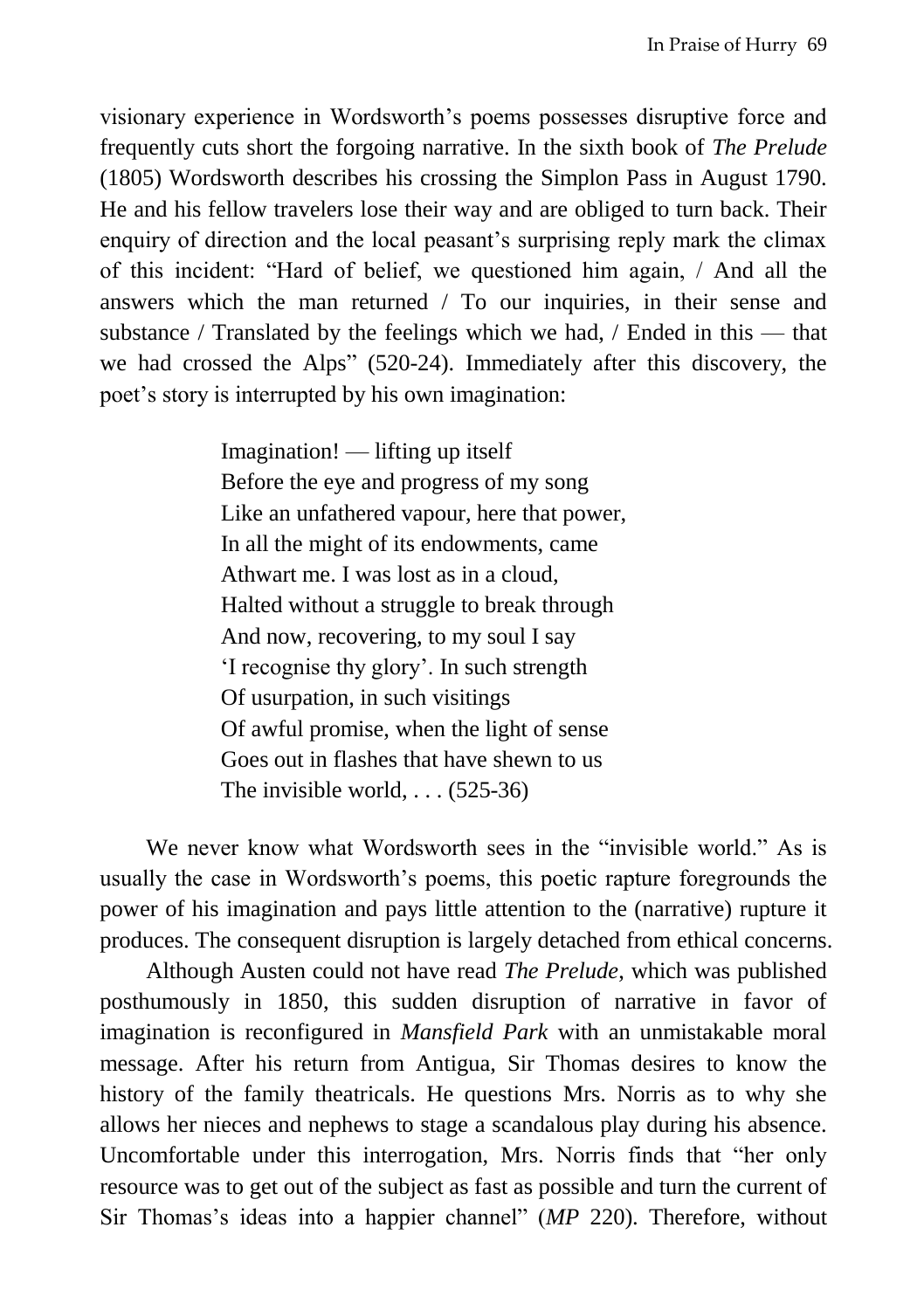visionary experience in Wordsworth's poems possesses disruptive force and frequently cuts short the forgoing narrative. In the sixth book of *The Prelude* (1805) Wordsworth describes his crossing the Simplon Pass in August 1790. He and his fellow travelers lose their way and are obliged to turn back. Their enquiry of direction and the local peasant's surprising reply mark the climax of this incident: "Hard of belief, we questioned him again, / And all the answers which the man returned / To our inquiries, in their sense and substance / Translated by the feelings which we had, / Ended in this — that we had crossed the Alps" (520-24). Immediately after this discovery, the poet's story is interrupted by his own imagination:

> Imagination! — lifting up itself
> Before the eye and progress of my song
> Like an unfathered vapour, here that power,
> In all the might of its endowments, came
> Athwart me. I was lost as in a cloud,
> Halted without a struggle to break through
> And now, recovering, to my soul I say
> 'I recognise thy glory'. In such strength
> Of usurpation, in such visitings
> Of awful promise, when the light of sense
> Goes out in flashes that have shewn to us
> The invisible world, . . . (525-36)

We never know what Wordsworth sees in the "invisible world." As is usually the case in Wordsworth's poems, this poetic rapture foregrounds the power of his imagination and pays little attention to the (narrative) rupture it produces. The consequent disruption is largely detached from ethical concerns.

Although Austen could not have read *The Prelude*, which was published posthumously in 1850, this sudden disruption of narrative in favor of imagination is reconfigured in *Mansfield Park* with an unmistakable moral message. After his return from Antigua, Sir Thomas desires to know the history of the family theatricals. He questions Mrs. Norris as to why she allows her nieces and nephews to stage a scandalous play during his absence. Uncomfortable under this interrogation, Mrs. Norris finds that "her only resource was to get out of the subject as fast as possible and turn the current of Sir Thomas's ideas into a happier channel" (*MP* 220). Therefore, without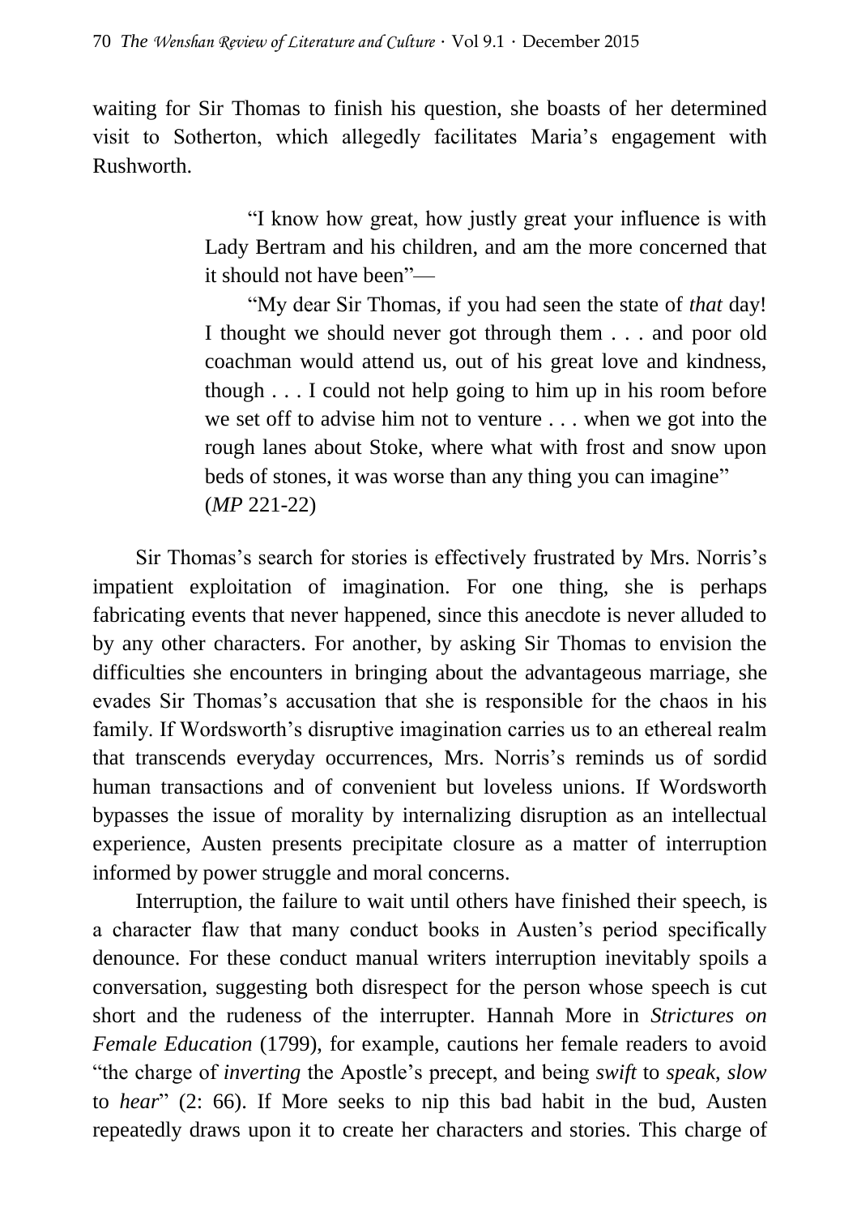waiting for Sir Thomas to finish his question, she boasts of her determined visit to Sotherton, which allegedly facilitates Maria's engagement with Rushworth.

> "I know how great, how justly great your influence is with Lady Bertram and his children, and am the more concerned that it should not have been"—
>
> "My dear Sir Thomas, if you had seen the state of *that* day! I thought we should never got through them . . . and poor old coachman would attend us, out of his great love and kindness, though . . . I could not help going to him up in his room before we set off to advise him not to venture . . . when we got into the rough lanes about Stoke, where what with frost and snow upon beds of stones, it was worse than any thing you can imagine" (*MP* 221-22)

Sir Thomas's search for stories is effectively frustrated by Mrs. Norris's impatient exploitation of imagination. For one thing, she is perhaps fabricating events that never happened, since this anecdote is never alluded to by any other characters. For another, by asking Sir Thomas to envision the difficulties she encounters in bringing about the advantageous marriage, she evades Sir Thomas's accusation that she is responsible for the chaos in his family. If Wordsworth's disruptive imagination carries us to an ethereal realm that transcends everyday occurrences, Mrs. Norris's reminds us of sordid human transactions and of convenient but loveless unions. If Wordsworth bypasses the issue of morality by internalizing disruption as an intellectual experience, Austen presents precipitate closure as a matter of interruption informed by power struggle and moral concerns.

Interruption, the failure to wait until others have finished their speech, is a character flaw that many conduct books in Austen's period specifically denounce. For these conduct manual writers interruption inevitably spoils a conversation, suggesting both disrespect for the person whose speech is cut short and the rudeness of the interrupter. Hannah More in *Strictures on Female Education* (1799), for example, cautions her female readers to avoid "the charge of *inverting* the Apostle's precept, and being *swift* to *speak, slow* to *hear*" (2: 66). If More seeks to nip this bad habit in the bud, Austen repeatedly draws upon it to create her characters and stories. This charge of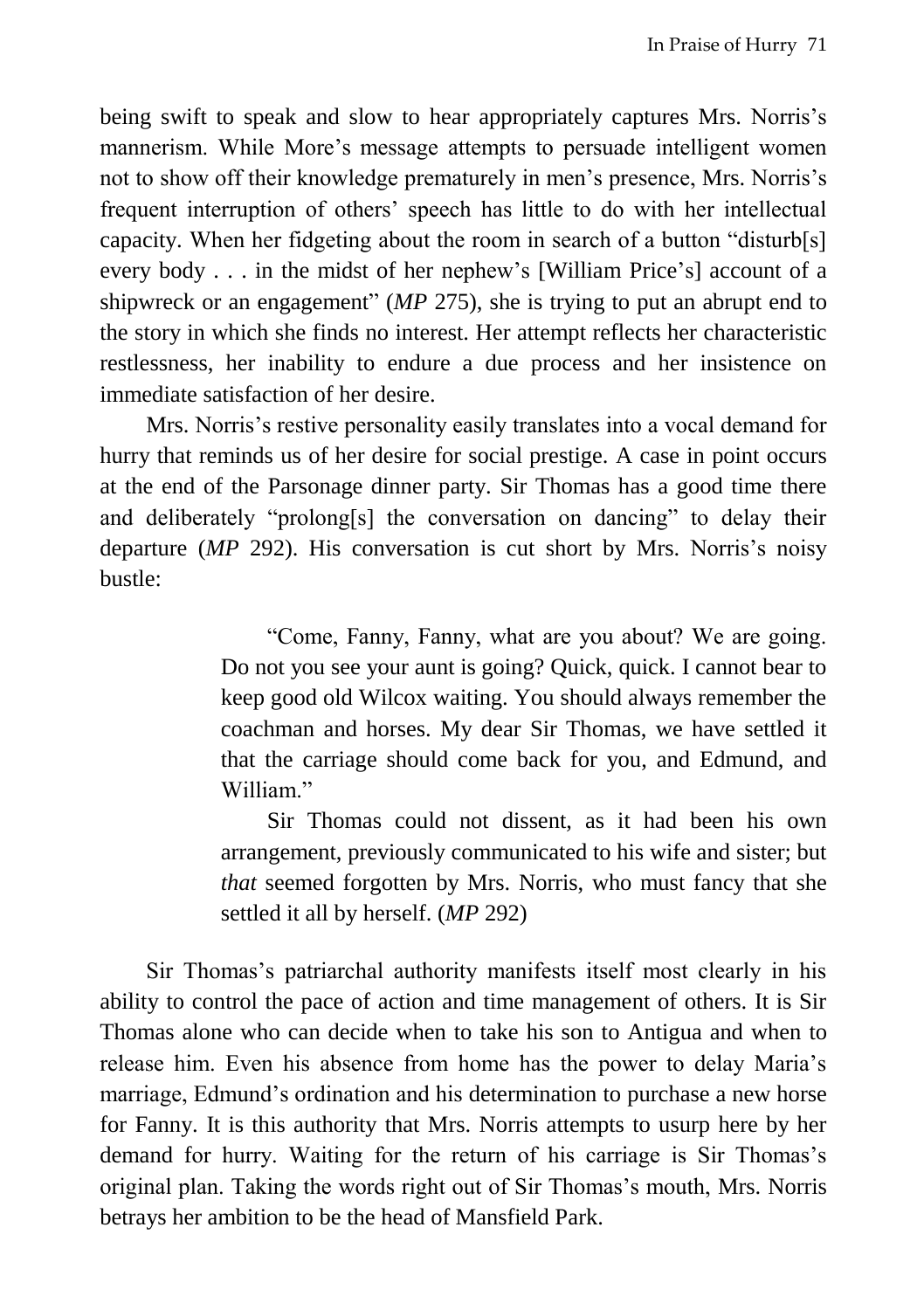being swift to speak and slow to hear appropriately captures Mrs. Norris's mannerism. While More's message attempts to persuade intelligent women not to show off their knowledge prematurely in men's presence, Mrs. Norris's frequent interruption of others' speech has little to do with her intellectual capacity. When her fidgeting about the room in search of a button "disturb[s] every body . . . in the midst of her nephew's [William Price's] account of a shipwreck or an engagement" (*MP* 275), she is trying to put an abrupt end to the story in which she finds no interest. Her attempt reflects her characteristic restlessness, her inability to endure a due process and her insistence on immediate satisfaction of her desire.

Mrs. Norris's restive personality easily translates into a vocal demand for hurry that reminds us of her desire for social prestige. A case in point occurs at the end of the Parsonage dinner party. Sir Thomas has a good time there and deliberately "prolong[s] the conversation on dancing" to delay their departure (*MP* 292). His conversation is cut short by Mrs. Norris's noisy bustle:

> "Come, Fanny, Fanny, what are you about? We are going. Do not you see your aunt is going? Quick, quick. I cannot bear to keep good old Wilcox waiting. You should always remember the coachman and horses. My dear Sir Thomas, we have settled it that the carriage should come back for you, and Edmund, and William."
>
> Sir Thomas could not dissent, as it had been his own arrangement, previously communicated to his wife and sister; but *that* seemed forgotten by Mrs. Norris, who must fancy that she settled it all by herself. (*MP* 292)

Sir Thomas's patriarchal authority manifests itself most clearly in his ability to control the pace of action and time management of others. It is Sir Thomas alone who can decide when to take his son to Antigua and when to release him. Even his absence from home has the power to delay Maria's marriage, Edmund's ordination and his determination to purchase a new horse for Fanny. It is this authority that Mrs. Norris attempts to usurp here by her demand for hurry. Waiting for the return of his carriage is Sir Thomas's original plan. Taking the words right out of Sir Thomas's mouth, Mrs. Norris betrays her ambition to be the head of Mansfield Park.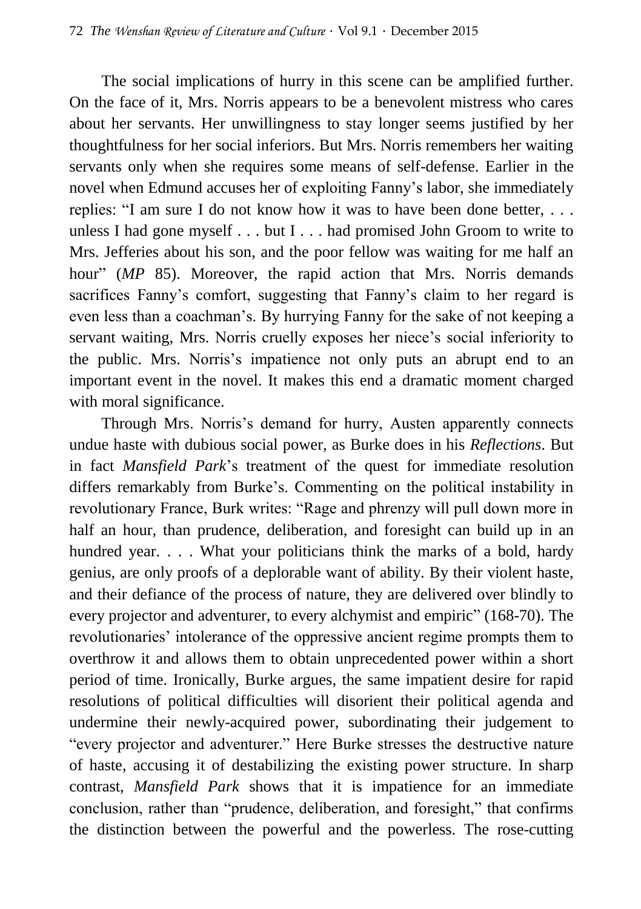The social implications of hurry in this scene can be amplified further. On the face of it, Mrs. Norris appears to be a benevolent mistress who cares about her servants. Her unwillingness to stay longer seems justified by her thoughtfulness for her social inferiors. But Mrs. Norris remembers her waiting servants only when she requires some means of self-defense. Earlier in the novel when Edmund accuses her of exploiting Fanny's labor, she immediately replies: "I am sure I do not know how it was to have been done better, . . . unless I had gone myself . . . but I . . . had promised John Groom to write to Mrs. Jefferies about his son, and the poor fellow was waiting for me half an hour" (*MP* 85). Moreover, the rapid action that Mrs. Norris demands sacrifices Fanny's comfort, suggesting that Fanny's claim to her regard is even less than a coachman's. By hurrying Fanny for the sake of not keeping a servant waiting, Mrs. Norris cruelly exposes her niece's social inferiority to the public. Mrs. Norris's impatience not only puts an abrupt end to an important event in the novel. It makes this end a dramatic moment charged with moral significance.

Through Mrs. Norris's demand for hurry, Austen apparently connects undue haste with dubious social power, as Burke does in his *Reflections*. But in fact *Mansfield Park*'s treatment of the quest for immediate resolution differs remarkably from Burke's. Commenting on the political instability in revolutionary France, Burk writes: "Rage and phrenzy will pull down more in half an hour, than prudence, deliberation, and foresight can build up in an hundred year. . . . What your politicians think the marks of a bold, hardy genius, are only proofs of a deplorable want of ability. By their violent haste, and their defiance of the process of nature, they are delivered over blindly to every projector and adventurer, to every alchymist and empiric" (168-70). The revolutionaries' intolerance of the oppressive ancient regime prompts them to overthrow it and allows them to obtain unprecedented power within a short period of time. Ironically, Burke argues, the same impatient desire for rapid resolutions of political difficulties will disorient their political agenda and undermine their newly-acquired power, subordinating their judgement to "every projector and adventurer." Here Burke stresses the destructive nature of haste, accusing it of destabilizing the existing power structure. In sharp contrast, *Mansfield Park* shows that it is impatience for an immediate conclusion, rather than "prudence, deliberation, and foresight," that confirms the distinction between the powerful and the powerless. The rose-cutting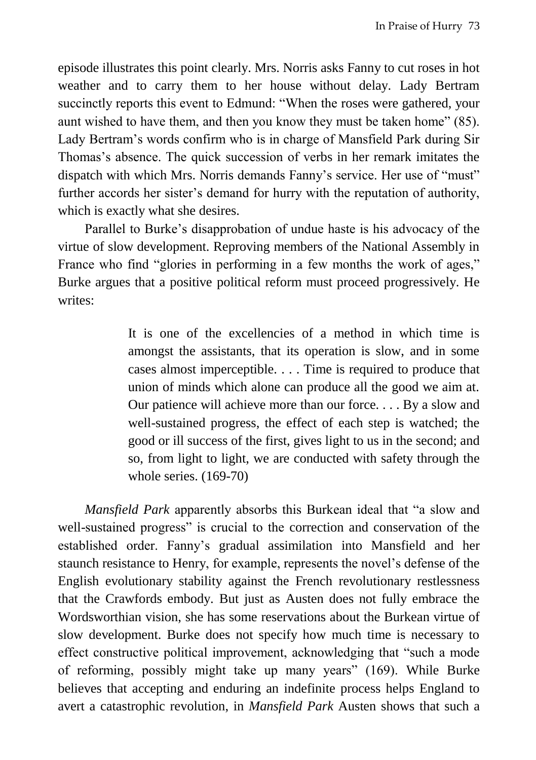episode illustrates this point clearly. Mrs. Norris asks Fanny to cut roses in hot weather and to carry them to her house without delay. Lady Bertram succinctly reports this event to Edmund: "When the roses were gathered, your aunt wished to have them, and then you know they must be taken home" (85). Lady Bertram's words confirm who is in charge of Mansfield Park during Sir Thomas's absence. The quick succession of verbs in her remark imitates the dispatch with which Mrs. Norris demands Fanny's service. Her use of "must" further accords her sister's demand for hurry with the reputation of authority, which is exactly what she desires.

Parallel to Burke's disapprobation of undue haste is his advocacy of the virtue of slow development. Reproving members of the National Assembly in France who find "glories in performing in a few months the work of ages," Burke argues that a positive political reform must proceed progressively. He writes:

> It is one of the excellencies of a method in which time is amongst the assistants, that its operation is slow, and in some cases almost imperceptible. . . . Time is required to produce that union of minds which alone can produce all the good we aim at. Our patience will achieve more than our force. . . . By a slow and well-sustained progress, the effect of each step is watched; the good or ill success of the first, gives light to us in the second; and so, from light to light, we are conducted with safety through the whole series. (169-70)

*Mansfield Park* apparently absorbs this Burkean ideal that "a slow and well-sustained progress" is crucial to the correction and conservation of the established order. Fanny's gradual assimilation into Mansfield and her staunch resistance to Henry, for example, represents the novel's defense of the English evolutionary stability against the French revolutionary restlessness that the Crawfords embody. But just as Austen does not fully embrace the Wordsworthian vision, she has some reservations about the Burkean virtue of slow development. Burke does not specify how much time is necessary to effect constructive political improvement, acknowledging that "such a mode of reforming, possibly might take up many years" (169). While Burke believes that accepting and enduring an indefinite process helps England to avert a catastrophic revolution, in *Mansfield Park* Austen shows that such a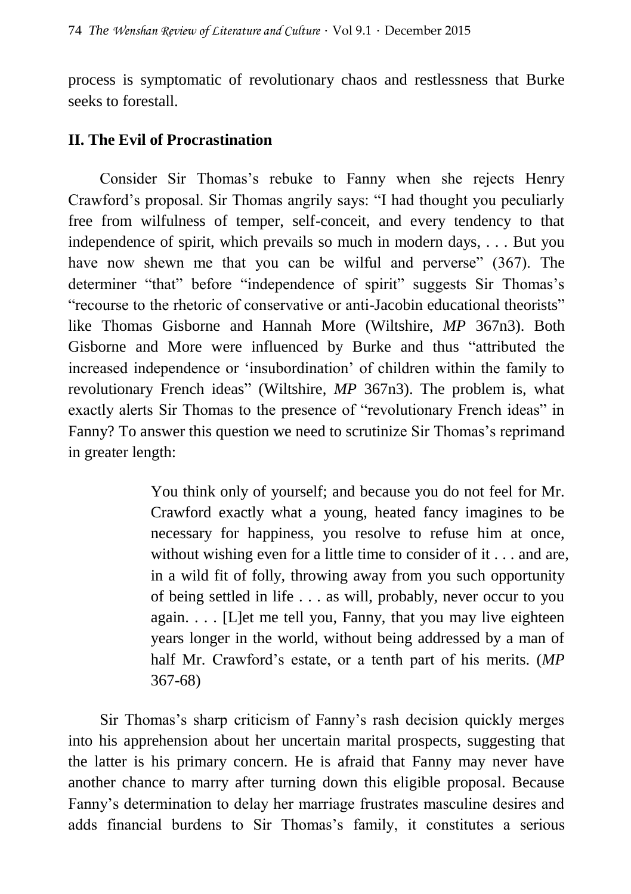process is symptomatic of revolutionary chaos and restlessness that Burke seeks to forestall.

## II. The Evil of Procrastination

Consider Sir Thomas's rebuke to Fanny when she rejects Henry Crawford's proposal. Sir Thomas angrily says: "I had thought you peculiarly free from wilfulness of temper, self-conceit, and every tendency to that independence of spirit, which prevails so much in modern days, . . . But you have now shewn me that you can be wilful and perverse" (367). The determiner "that" before "independence of spirit" suggests Sir Thomas's "recourse to the rhetoric of conservative or anti-Jacobin educational theorists" like Thomas Gisborne and Hannah More (Wiltshire, *MP* 367n3). Both Gisborne and More were influenced by Burke and thus "attributed the increased independence or 'insubordination' of children within the family to revolutionary French ideas" (Wiltshire, *MP* 367n3). The problem is, what exactly alerts Sir Thomas to the presence of "revolutionary French ideas" in Fanny? To answer this question we need to scrutinize Sir Thomas's reprimand in greater length:

> You think only of yourself; and because you do not feel for Mr. Crawford exactly what a young, heated fancy imagines to be necessary for happiness, you resolve to refuse him at once, without wishing even for a little time to consider of it . . . and are, in a wild fit of folly, throwing away from you such opportunity of being settled in life . . . as will, probably, never occur to you again. . . . [L]et me tell you, Fanny, that you may live eighteen years longer in the world, without being addressed by a man of half Mr. Crawford's estate, or a tenth part of his merits. (*MP* 367-68)

Sir Thomas's sharp criticism of Fanny's rash decision quickly merges into his apprehension about her uncertain marital prospects, suggesting that the latter is his primary concern. He is afraid that Fanny may never have another chance to marry after turning down this eligible proposal. Because Fanny's determination to delay her marriage frustrates masculine desires and adds financial burdens to Sir Thomas's family, it constitutes a serious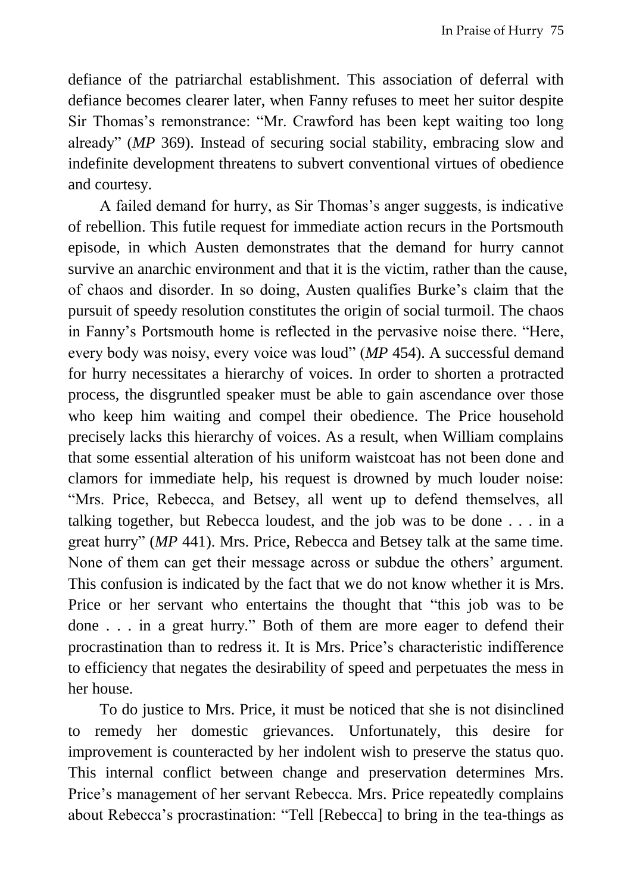defiance of the patriarchal establishment. This association of deferral with defiance becomes clearer later, when Fanny refuses to meet her suitor despite Sir Thomas's remonstrance: "Mr. Crawford has been kept waiting too long already" (*MP* 369). Instead of securing social stability, embracing slow and indefinite development threatens to subvert conventional virtues of obedience and courtesy.

A failed demand for hurry, as Sir Thomas's anger suggests, is indicative of rebellion. This futile request for immediate action recurs in the Portsmouth episode, in which Austen demonstrates that the demand for hurry cannot survive an anarchic environment and that it is the victim, rather than the cause, of chaos and disorder. In so doing, Austen qualifies Burke's claim that the pursuit of speedy resolution constitutes the origin of social turmoil. The chaos in Fanny's Portsmouth home is reflected in the pervasive noise there. "Here, every body was noisy, every voice was loud" (*MP* 454). A successful demand for hurry necessitates a hierarchy of voices. In order to shorten a protracted process, the disgruntled speaker must be able to gain ascendance over those who keep him waiting and compel their obedience. The Price household precisely lacks this hierarchy of voices. As a result, when William complains that some essential alteration of his uniform waistcoat has not been done and clamors for immediate help, his request is drowned by much louder noise: "Mrs. Price, Rebecca, and Betsey, all went up to defend themselves, all talking together, but Rebecca loudest, and the job was to be done . . . in a great hurry" (*MP* 441). Mrs. Price, Rebecca and Betsey talk at the same time. None of them can get their message across or subdue the others' argument. This confusion is indicated by the fact that we do not know whether it is Mrs. Price or her servant who entertains the thought that "this job was to be done . . . in a great hurry." Both of them are more eager to defend their procrastination than to redress it. It is Mrs. Price's characteristic indifference to efficiency that negates the desirability of speed and perpetuates the mess in her house.

To do justice to Mrs. Price, it must be noticed that she is not disinclined to remedy her domestic grievances. Unfortunately, this desire for improvement is counteracted by her indolent wish to preserve the status quo. This internal conflict between change and preservation determines Mrs. Price's management of her servant Rebecca. Mrs. Price repeatedly complains about Rebecca's procrastination: "Tell [Rebecca] to bring in the tea-things as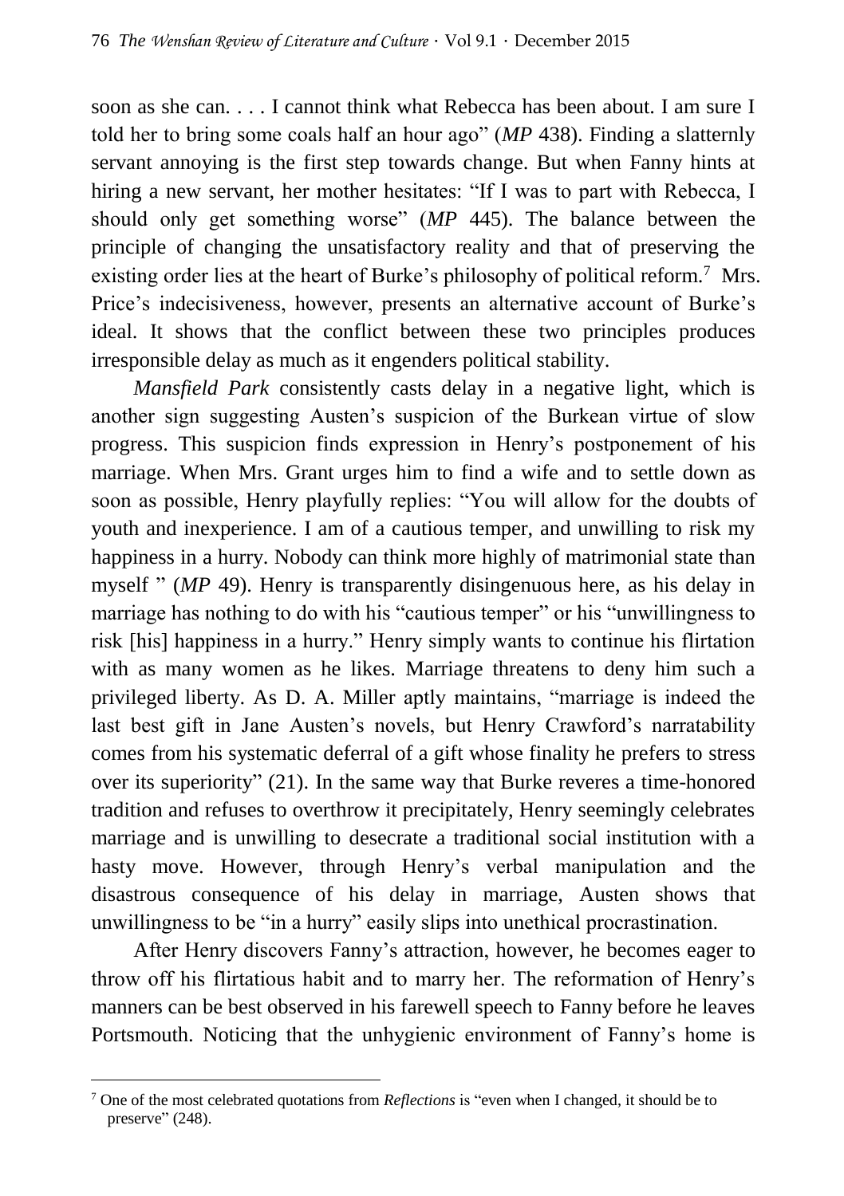soon as she can. . . . I cannot think what Rebecca has been about. I am sure I told her to bring some coals half an hour ago" (*MP* 438). Finding a slatternly servant annoying is the first step towards change. But when Fanny hints at hiring a new servant, her mother hesitates: "If I was to part with Rebecca, I should only get something worse" (*MP* 445). The balance between the principle of changing the unsatisfactory reality and that of preserving the existing order lies at the heart of Burke's philosophy of political reform.[7] Mrs. Price's indecisiveness, however, presents an alternative account of Burke's ideal. It shows that the conflict between these two principles produces irresponsible delay as much as it engenders political stability.

*Mansfield Park* consistently casts delay in a negative light, which is another sign suggesting Austen's suspicion of the Burkean virtue of slow progress. This suspicion finds expression in Henry's postponement of his marriage. When Mrs. Grant urges him to find a wife and to settle down as soon as possible, Henry playfully replies: "You will allow for the doubts of youth and inexperience. I am of a cautious temper, and unwilling to risk my happiness in a hurry. Nobody can think more highly of matrimonial state than myself " (*MP* 49). Henry is transparently disingenuous here, as his delay in marriage has nothing to do with his "cautious temper" or his "unwillingness to risk [his] happiness in a hurry." Henry simply wants to continue his flirtation with as many women as he likes. Marriage threatens to deny him such a privileged liberty. As D. A. Miller aptly maintains, "marriage is indeed the last best gift in Jane Austen's novels, but Henry Crawford's narratability comes from his systematic deferral of a gift whose finality he prefers to stress over its superiority" (21). In the same way that Burke reveres a time-honored tradition and refuses to overthrow it precipitately, Henry seemingly celebrates marriage and is unwilling to desecrate a traditional social institution with a hasty move. However, through Henry's verbal manipulation and the disastrous consequence of his delay in marriage, Austen shows that unwillingness to be "in a hurry" easily slips into unethical procrastination.

After Henry discovers Fanny's attraction, however, he becomes eager to throw off his flirtatious habit and to marry her. The reformation of Henry's manners can be best observed in his farewell speech to Fanny before he leaves Portsmouth. Noticing that the unhygienic environment of Fanny's home is

---

[7] One of the most celebrated quotations from *Reflections* is "even when I changed, it should be to preserve" (248).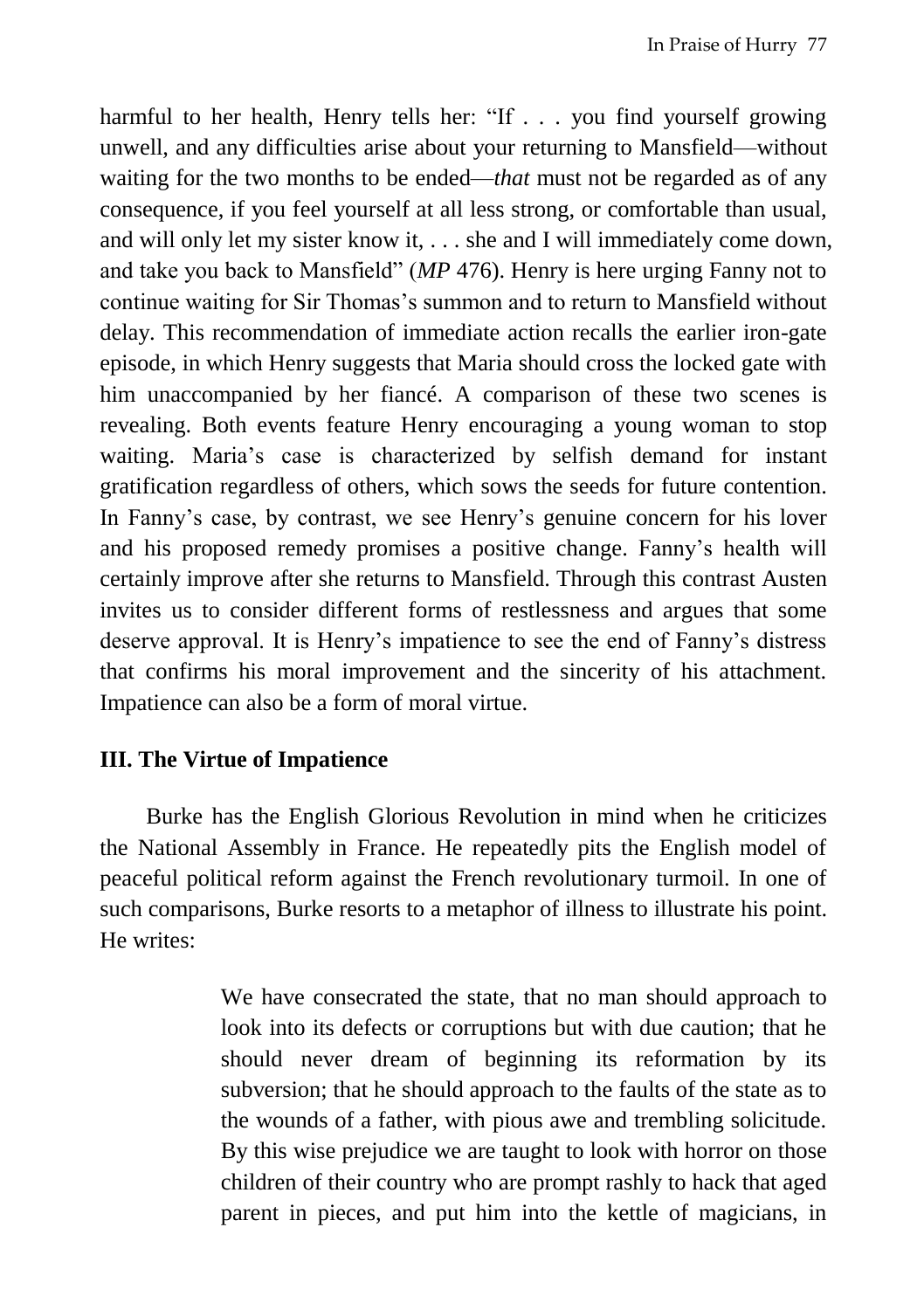harmful to her health, Henry tells her: "If . . . you find yourself growing unwell, and any difficulties arise about your returning to Mansfield—without waiting for the two months to be ended—*that* must not be regarded as of any consequence, if you feel yourself at all less strong, or comfortable than usual, and will only let my sister know it, . . . she and I will immediately come down, and take you back to Mansfield" (*MP* 476). Henry is here urging Fanny not to continue waiting for Sir Thomas's summon and to return to Mansfield without delay. This recommendation of immediate action recalls the earlier iron-gate episode, in which Henry suggests that Maria should cross the locked gate with him unaccompanied by her fiancé. A comparison of these two scenes is revealing. Both events feature Henry encouraging a young woman to stop waiting. Maria's case is characterized by selfish demand for instant gratification regardless of others, which sows the seeds for future contention. In Fanny's case, by contrast, we see Henry's genuine concern for his lover and his proposed remedy promises a positive change. Fanny's health will certainly improve after she returns to Mansfield. Through this contrast Austen invites us to consider different forms of restlessness and argues that some deserve approval. It is Henry's impatience to see the end of Fanny's distress that confirms his moral improvement and the sincerity of his attachment. Impatience can also be a form of moral virtue.

### III. The Virtue of Impatience

Burke has the English Glorious Revolution in mind when he criticizes the National Assembly in France. He repeatedly pits the English model of peaceful political reform against the French revolutionary turmoil. In one of such comparisons, Burke resorts to a metaphor of illness to illustrate his point. He writes:

> We have consecrated the state, that no man should approach to look into its defects or corruptions but with due caution; that he should never dream of beginning its reformation by its subversion; that he should approach to the faults of the state as to the wounds of a father, with pious awe and trembling solicitude. By this wise prejudice we are taught to look with horror on those children of their country who are prompt rashly to hack that aged parent in pieces, and put him into the kettle of magicians, in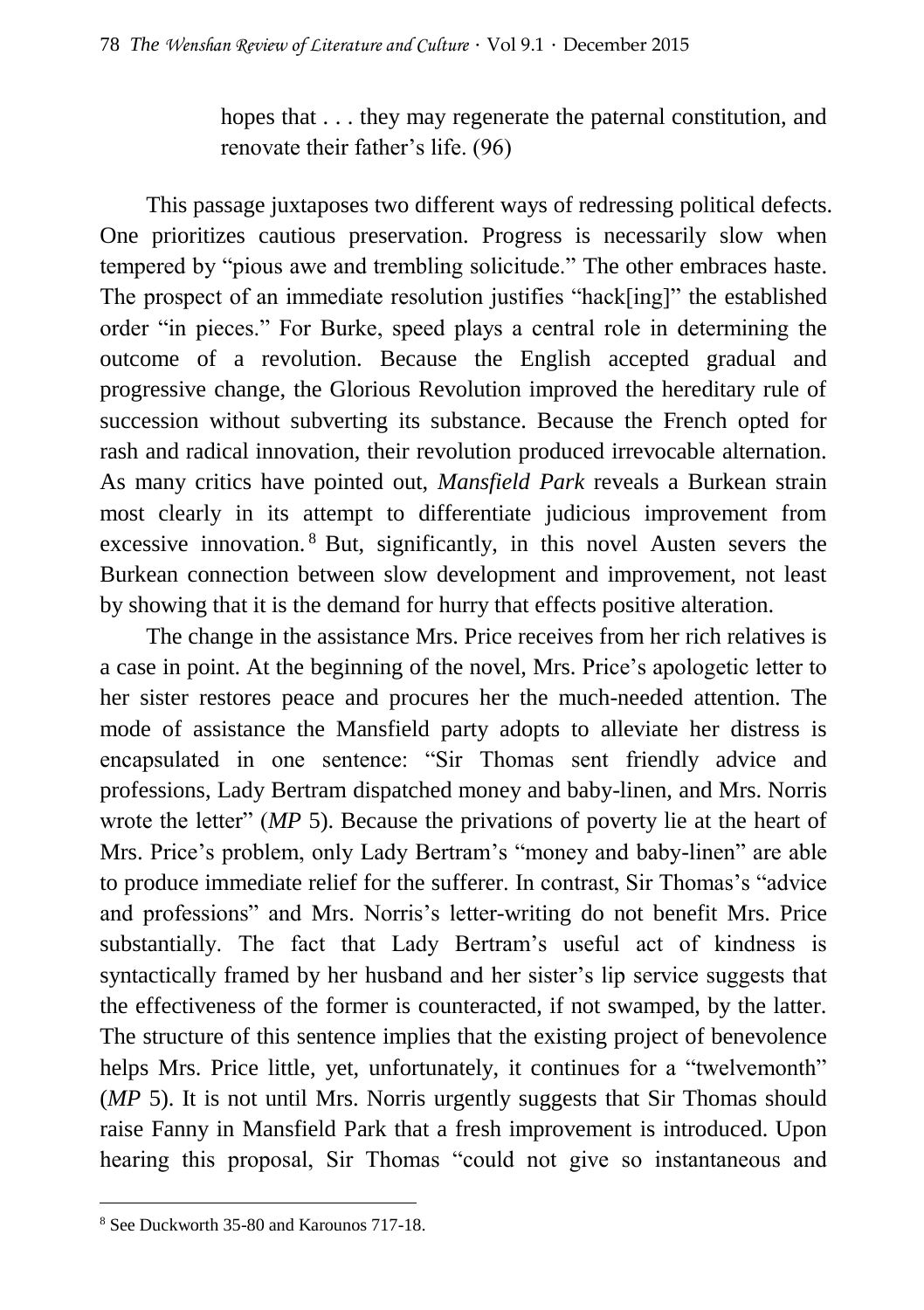> hopes that . . . they may regenerate the paternal constitution, and renovate their father's life. (96)

This passage juxtaposes two different ways of redressing political defects. One prioritizes cautious preservation. Progress is necessarily slow when tempered by "pious awe and trembling solicitude." The other embraces haste. The prospect of an immediate resolution justifies "hack[ing]" the established order "in pieces." For Burke, speed plays a central role in determining the outcome of a revolution. Because the English accepted gradual and progressive change, the Glorious Revolution improved the hereditary rule of succession without subverting its substance. Because the French opted for rash and radical innovation, their revolution produced irrevocable alternation. As many critics have pointed out, *Mansfield Park* reveals a Burkean strain most clearly in its attempt to differentiate judicious improvement from excessive innovation.[8] But, significantly, in this novel Austen severs the Burkean connection between slow development and improvement, not least by showing that it is the demand for hurry that effects positive alteration.

The change in the assistance Mrs. Price receives from her rich relatives is a case in point. At the beginning of the novel, Mrs. Price's apologetic letter to her sister restores peace and procures her the much-needed attention. The mode of assistance the Mansfield party adopts to alleviate her distress is encapsulated in one sentence: "Sir Thomas sent friendly advice and professions, Lady Bertram dispatched money and baby-linen, and Mrs. Norris wrote the letter" (*MP* 5). Because the privations of poverty lie at the heart of Mrs. Price's problem, only Lady Bertram's "money and baby-linen" are able to produce immediate relief for the sufferer. In contrast, Sir Thomas's "advice and professions" and Mrs. Norris's letter-writing do not benefit Mrs. Price substantially. The fact that Lady Bertram's useful act of kindness is syntactically framed by her husband and her sister's lip service suggests that the effectiveness of the former is counteracted, if not swamped, by the latter. The structure of this sentence implies that the existing project of benevolence helps Mrs. Price little, yet, unfortunately, it continues for a "twelvemonth" (*MP* 5). It is not until Mrs. Norris urgently suggests that Sir Thomas should raise Fanny in Mansfield Park that a fresh improvement is introduced. Upon hearing this proposal, Sir Thomas "could not give so instantaneous and

---

[8] See Duckworth 35-80 and Karounos 717-18.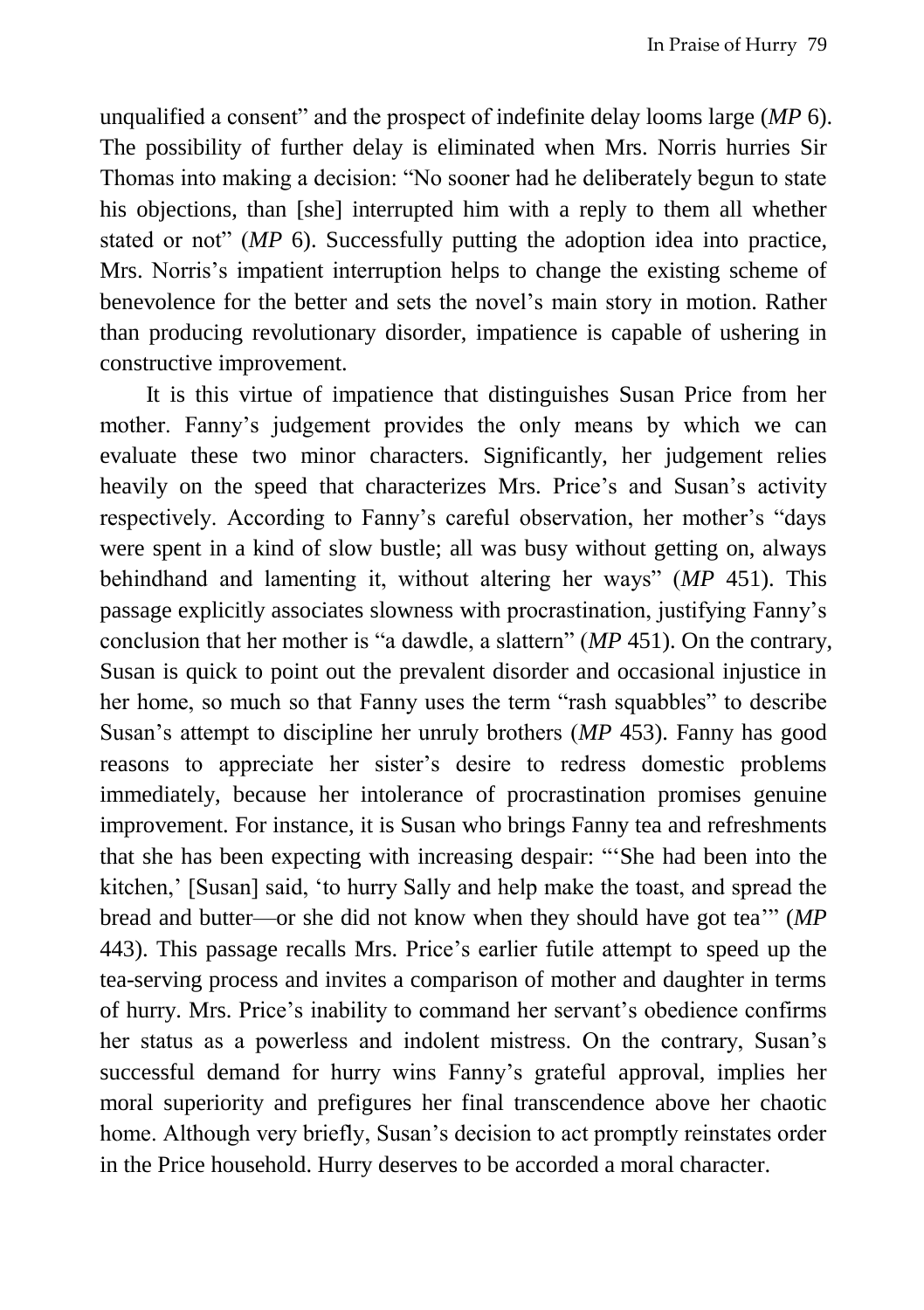unqualified a consent" and the prospect of indefinite delay looms large (*MP* 6). The possibility of further delay is eliminated when Mrs. Norris hurries Sir Thomas into making a decision: "No sooner had he deliberately begun to state his objections, than [she] interrupted him with a reply to them all whether stated or not" (*MP* 6). Successfully putting the adoption idea into practice, Mrs. Norris's impatient interruption helps to change the existing scheme of benevolence for the better and sets the novel's main story in motion. Rather than producing revolutionary disorder, impatience is capable of ushering in constructive improvement.

It is this virtue of impatience that distinguishes Susan Price from her mother. Fanny's judgement provides the only means by which we can evaluate these two minor characters. Significantly, her judgement relies heavily on the speed that characterizes Mrs. Price's and Susan's activity respectively. According to Fanny's careful observation, her mother's "days were spent in a kind of slow bustle; all was busy without getting on, always behindhand and lamenting it, without altering her ways" (*MP* 451). This passage explicitly associates slowness with procrastination, justifying Fanny's conclusion that her mother is "a dawdle, a slattern" (*MP* 451). On the contrary, Susan is quick to point out the prevalent disorder and occasional injustice in her home, so much so that Fanny uses the term "rash squabbles" to describe Susan's attempt to discipline her unruly brothers (*MP* 453). Fanny has good reasons to appreciate her sister's desire to redress domestic problems immediately, because her intolerance of procrastination promises genuine improvement. For instance, it is Susan who brings Fanny tea and refreshments that she has been expecting with increasing despair: "'She had been into the kitchen,' [Susan] said, 'to hurry Sally and help make the toast, and spread the bread and butter—or she did not know when they should have got tea'" (*MP* 443). This passage recalls Mrs. Price's earlier futile attempt to speed up the tea-serving process and invites a comparison of mother and daughter in terms of hurry. Mrs. Price's inability to command her servant's obedience confirms her status as a powerless and indolent mistress. On the contrary, Susan's successful demand for hurry wins Fanny's grateful approval, implies her moral superiority and prefigures her final transcendence above her chaotic home. Although very briefly, Susan's decision to act promptly reinstates order in the Price household. Hurry deserves to be accorded a moral character.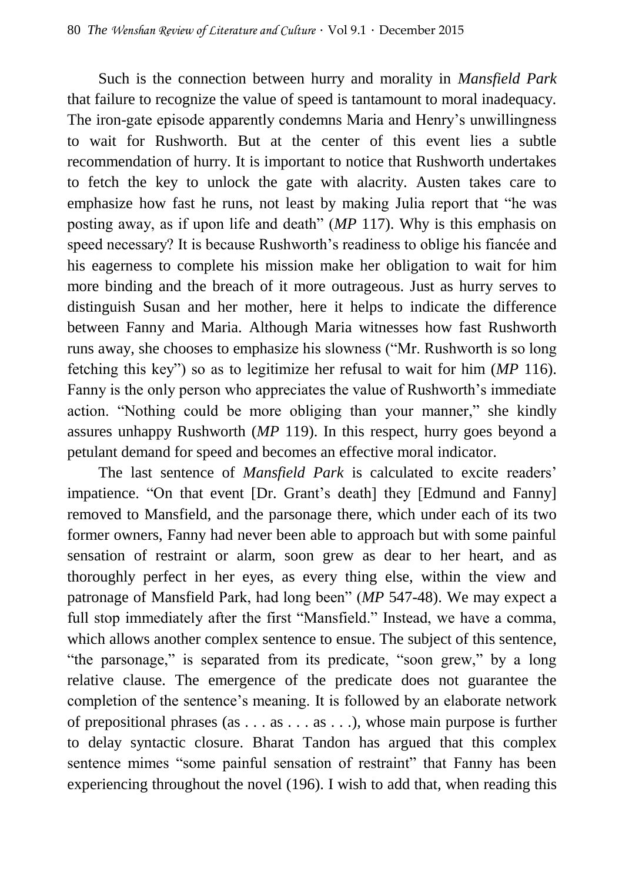Such is the connection between hurry and morality in *Mansfield Park* that failure to recognize the value of speed is tantamount to moral inadequacy. The iron-gate episode apparently condemns Maria and Henry's unwillingness to wait for Rushworth. But at the center of this event lies a subtle recommendation of hurry. It is important to notice that Rushworth undertakes to fetch the key to unlock the gate with alacrity. Austen takes care to emphasize how fast he runs, not least by making Julia report that "he was posting away, as if upon life and death" (*MP* 117). Why is this emphasis on speed necessary? It is because Rushworth's readiness to oblige his fiancée and his eagerness to complete his mission make her obligation to wait for him more binding and the breach of it more outrageous. Just as hurry serves to distinguish Susan and her mother, here it helps to indicate the difference between Fanny and Maria. Although Maria witnesses how fast Rushworth runs away, she chooses to emphasize his slowness ("Mr. Rushworth is so long fetching this key") so as to legitimize her refusal to wait for him (*MP* 116). Fanny is the only person who appreciates the value of Rushworth's immediate action. "Nothing could be more obliging than your manner," she kindly assures unhappy Rushworth (*MP* 119). In this respect, hurry goes beyond a petulant demand for speed and becomes an effective moral indicator.

The last sentence of *Mansfield Park* is calculated to excite readers' impatience. "On that event [Dr. Grant's death] they [Edmund and Fanny] removed to Mansfield, and the parsonage there, which under each of its two former owners, Fanny had never been able to approach but with some painful sensation of restraint or alarm, soon grew as dear to her heart, and as thoroughly perfect in her eyes, as every thing else, within the view and patronage of Mansfield Park, had long been" (*MP* 547-48). We may expect a full stop immediately after the first "Mansfield." Instead, we have a comma, which allows another complex sentence to ensue. The subject of this sentence, "the parsonage," is separated from its predicate, "soon grew," by a long relative clause. The emergence of the predicate does not guarantee the completion of the sentence's meaning. It is followed by an elaborate network of prepositional phrases (as . . . as . . . as . . .), whose main purpose is further to delay syntactic closure. Bharat Tandon has argued that this complex sentence mimes "some painful sensation of restraint" that Fanny has been experiencing throughout the novel (196). I wish to add that, when reading this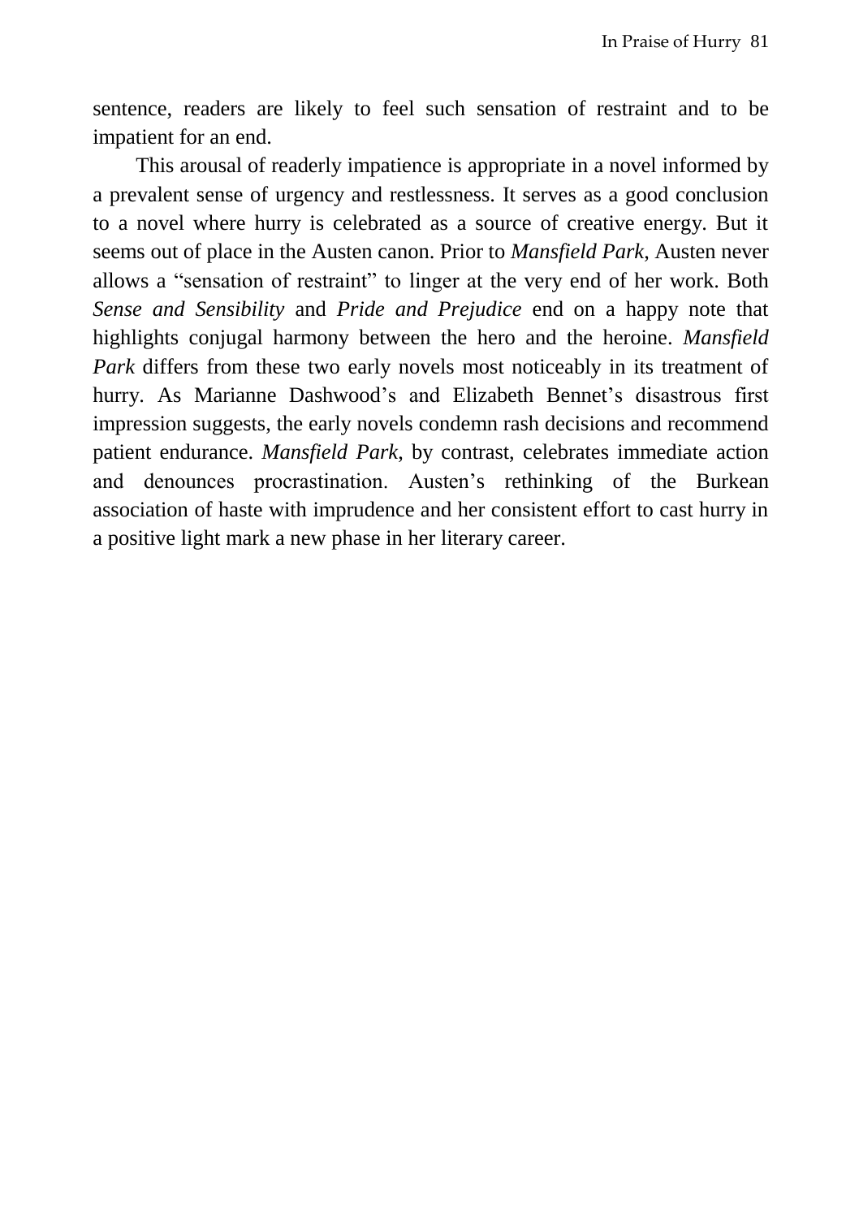sentence, readers are likely to feel such sensation of restraint and to be impatient for an end.

This arousal of readerly impatience is appropriate in a novel informed by a prevalent sense of urgency and restlessness. It serves as a good conclusion to a novel where hurry is celebrated as a source of creative energy. But it seems out of place in the Austen canon. Prior to *Mansfield Park*, Austen never allows a "sensation of restraint" to linger at the very end of her work. Both *Sense and Sensibility* and *Pride and Prejudice* end on a happy note that highlights conjugal harmony between the hero and the heroine. *Mansfield Park* differs from these two early novels most noticeably in its treatment of hurry. As Marianne Dashwood's and Elizabeth Bennet's disastrous first impression suggests, the early novels condemn rash decisions and recommend patient endurance. *Mansfield Park*, by contrast, celebrates immediate action and denounces procrastination. Austen's rethinking of the Burkean association of haste with imprudence and her consistent effort to cast hurry in a positive light mark a new phase in her literary career.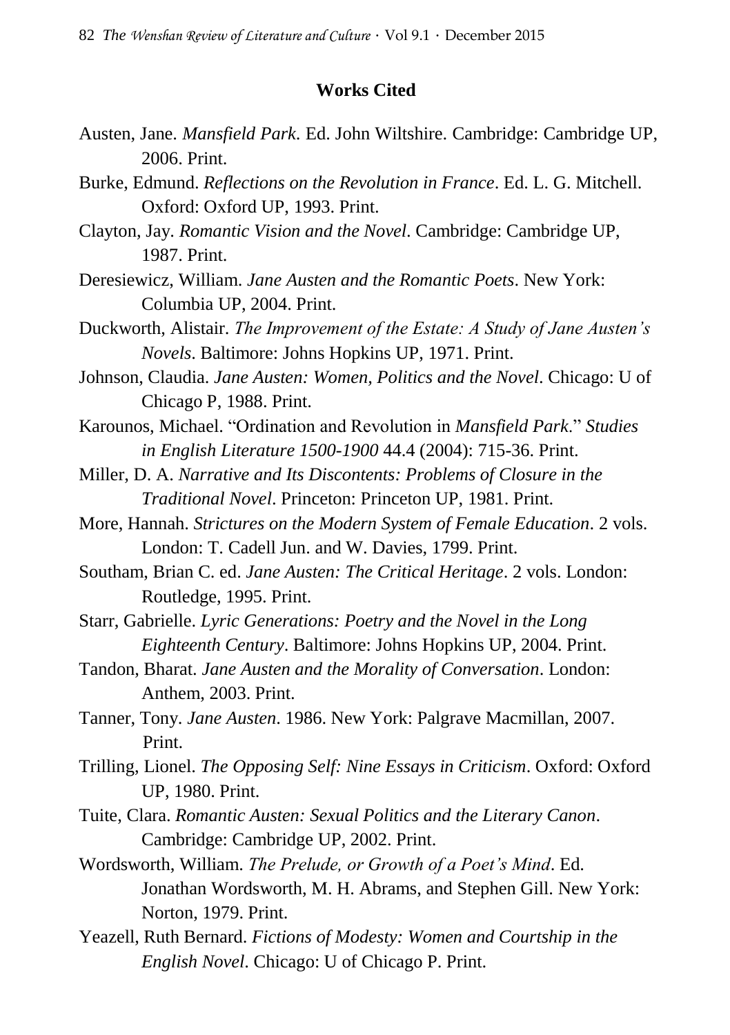## Works Cited

Austen, Jane. *Mansfield Park*. Ed. John Wiltshire. Cambridge: Cambridge UP, 2006. Print.

Burke, Edmund. *Reflections on the Revolution in France*. Ed. L. G. Mitchell. Oxford: Oxford UP, 1993. Print.

Clayton, Jay. *Romantic Vision and the Novel*. Cambridge: Cambridge UP, 1987. Print.

Deresiewicz, William. *Jane Austen and the Romantic Poets*. New York: Columbia UP, 2004. Print.

Duckworth, Alistair. *The Improvement of the Estate: A Study of Jane Austen's Novels*. Baltimore: Johns Hopkins UP, 1971. Print.

Johnson, Claudia. *Jane Austen: Women, Politics and the Novel*. Chicago: U of Chicago P, 1988. Print.

Karounos, Michael. "Ordination and Revolution in *Mansfield Park*." *Studies in English Literature 1500-1900* 44.4 (2004): 715-36. Print.

Miller, D. A. *Narrative and Its Discontents: Problems of Closure in the Traditional Novel*. Princeton: Princeton UP, 1981. Print.

More, Hannah. *Strictures on the Modern System of Female Education*. 2 vols. London: T. Cadell Jun. and W. Davies, 1799. Print.

Southam, Brian C. ed. *Jane Austen: The Critical Heritage*. 2 vols. London: Routledge, 1995. Print.

Starr, Gabrielle. *Lyric Generations: Poetry and the Novel in the Long Eighteenth Century*. Baltimore: Johns Hopkins UP, 2004. Print.

Tandon, Bharat. *Jane Austen and the Morality of Conversation*. London: Anthem, 2003. Print.

Tanner, Tony. *Jane Austen*. 1986. New York: Palgrave Macmillan, 2007. Print.

Trilling, Lionel. *The Opposing Self: Nine Essays in Criticism*. Oxford: Oxford UP, 1980. Print.

Tuite, Clara. *Romantic Austen: Sexual Politics and the Literary Canon*. Cambridge: Cambridge UP, 2002. Print.

Wordsworth, William. *The Prelude, or Growth of a Poet's Mind*. Ed. Jonathan Wordsworth, M. H. Abrams, and Stephen Gill. New York: Norton, 1979. Print.

Yeazell, Ruth Bernard. *Fictions of Modesty: Women and Courtship in the English Novel*. Chicago: U of Chicago P. Print.